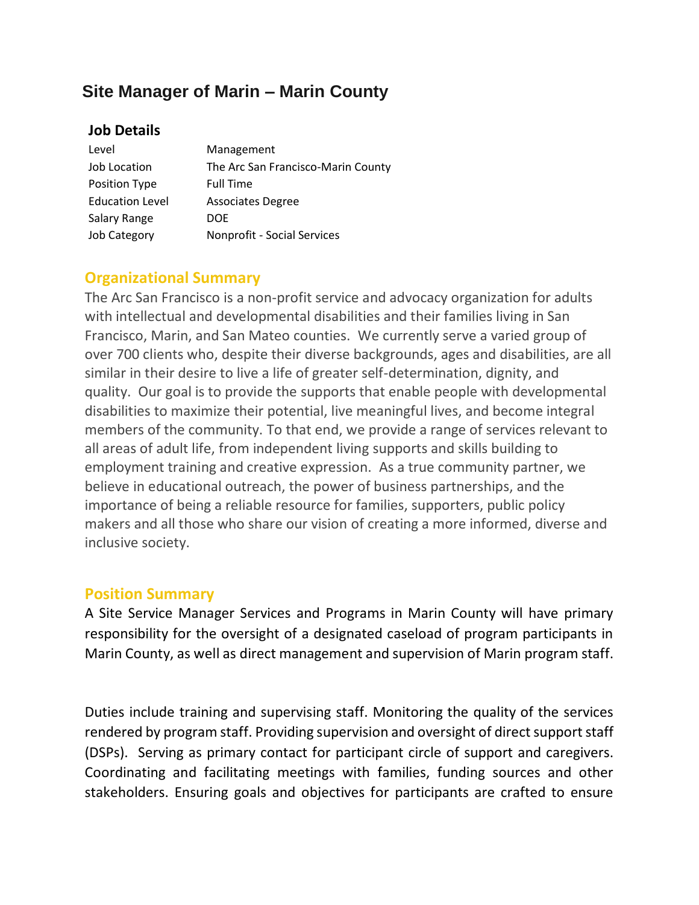# Site Manager of Marin – Marin County

## Job Details

| | |
|---|---|
| Level | Management |
| Job Location | The Arc San Francisco-Marin County |
| Position Type | Full Time |
| Education Level | Associates Degree |
| Salary Range | DOE |
| Job Category | Nonprofit - Social Services |

## Organizational Summary

The Arc San Francisco is a non-profit service and advocacy organization for adults with intellectual and developmental disabilities and their families living in San Francisco, Marin, and San Mateo counties. We currently serve a varied group of over 700 clients who, despite their diverse backgrounds, ages and disabilities, are all similar in their desire to live a life of greater self-determination, dignity, and quality. Our goal is to provide the supports that enable people with developmental disabilities to maximize their potential, live meaningful lives, and become integral members of the community. To that end, we provide a range of services relevant to all areas of adult life, from independent living supports and skills building to employment training and creative expression. As a true community partner, we believe in educational outreach, the power of business partnerships, and the importance of being a reliable resource for families, supporters, public policy makers and all those who share our vision of creating a more informed, diverse and inclusive society.

## Position Summary

A Site Service Manager Services and Programs in Marin County will have primary responsibility for the oversight of a designated caseload of program participants in Marin County, as well as direct management and supervision of Marin program staff.

Duties include training and supervising staff. Monitoring the quality of the services rendered by program staff. Providing supervision and oversight of direct support staff (DSPs). Serving as primary contact for participant circle of support and caregivers. Coordinating and facilitating meetings with families, funding sources and other stakeholders. Ensuring goals and objectives for participants are crafted to ensure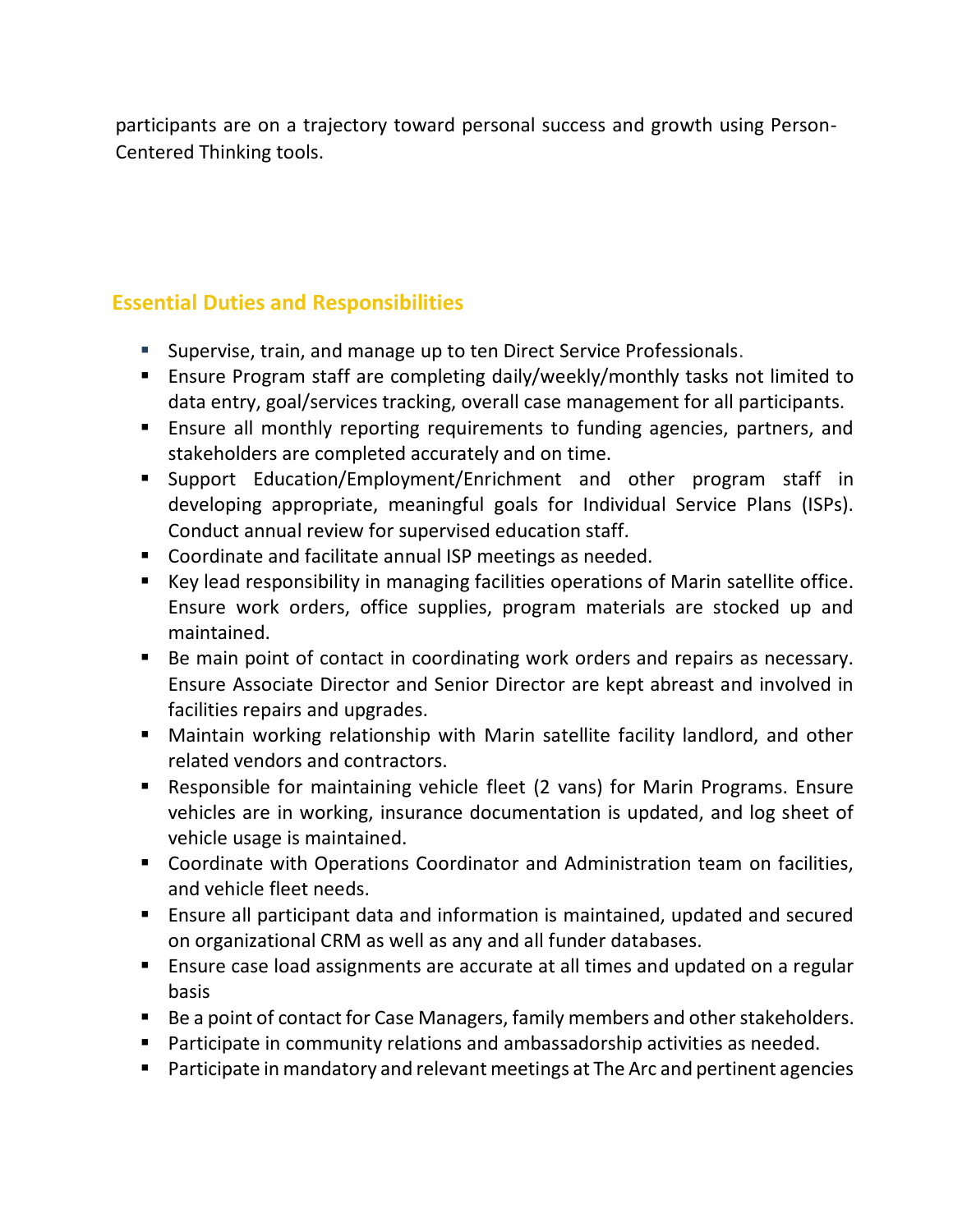participants are on a trajectory toward personal success and growth using Person-Centered Thinking tools.

## Essential Duties and Responsibilities

- Supervise, train, and manage up to ten Direct Service Professionals.
- Ensure Program staff are completing daily/weekly/monthly tasks not limited to data entry, goal/services tracking, overall case management for all participants.
- Ensure all monthly reporting requirements to funding agencies, partners, and stakeholders are completed accurately and on time.
- Support Education/Employment/Enrichment and other program staff in developing appropriate, meaningful goals for Individual Service Plans (ISPs). Conduct annual review for supervised education staff.
- Coordinate and facilitate annual ISP meetings as needed.
- Key lead responsibility in managing facilities operations of Marin satellite office. Ensure work orders, office supplies, program materials are stocked up and maintained.
- Be main point of contact in coordinating work orders and repairs as necessary. Ensure Associate Director and Senior Director are kept abreast and involved in facilities repairs and upgrades.
- Maintain working relationship with Marin satellite facility landlord, and other related vendors and contractors.
- Responsible for maintaining vehicle fleet (2 vans) for Marin Programs. Ensure vehicles are in working, insurance documentation is updated, and log sheet of vehicle usage is maintained.
- Coordinate with Operations Coordinator and Administration team on facilities, and vehicle fleet needs.
- Ensure all participant data and information is maintained, updated and secured on organizational CRM as well as any and all funder databases.
- Ensure case load assignments are accurate at all times and updated on a regular basis
- Be a point of contact for Case Managers, family members and other stakeholders.
- Participate in community relations and ambassadorship activities as needed.
- Participate in mandatory and relevant meetings at The Arc and pertinent agencies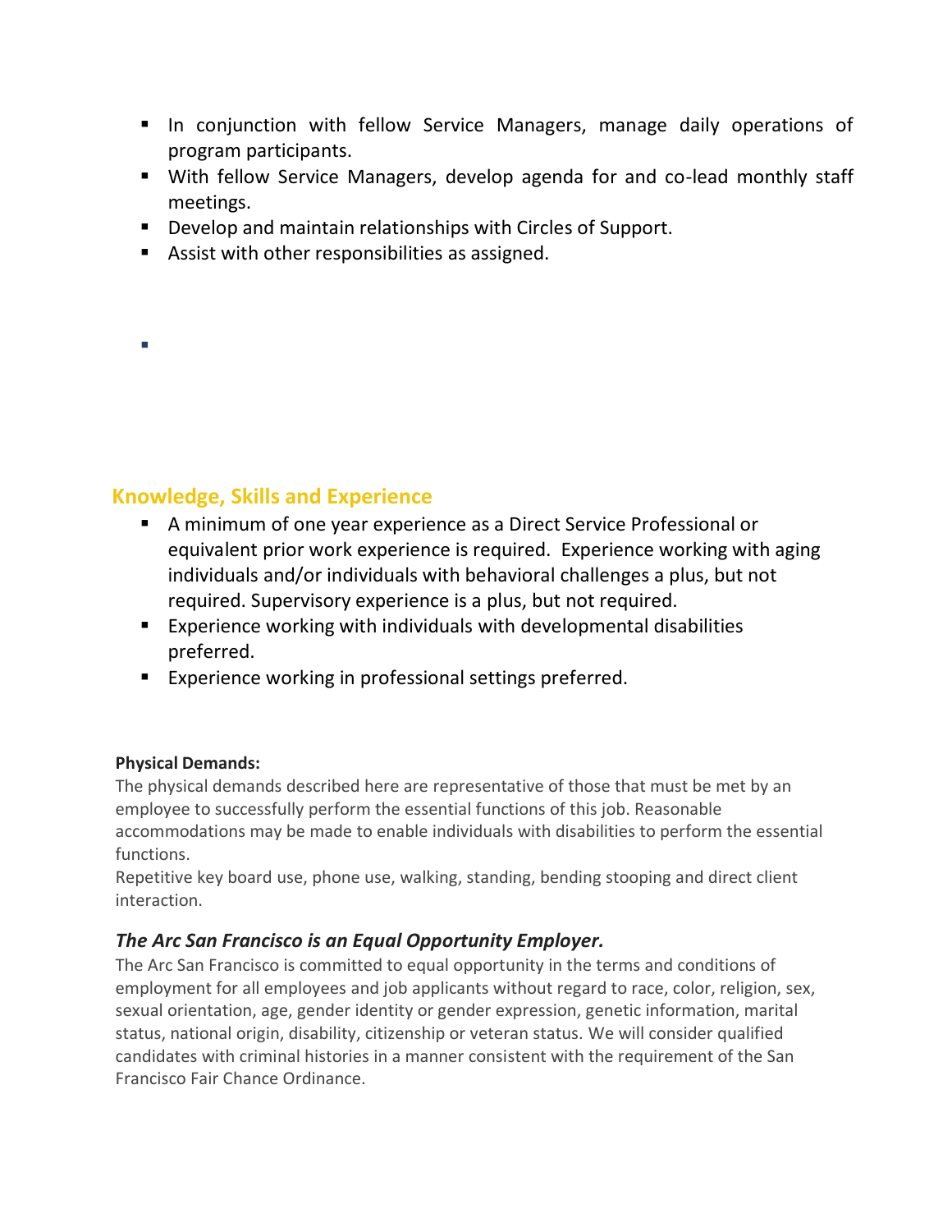- In conjunction with fellow Service Managers, manage daily operations of program participants.
- With fellow Service Managers, develop agenda for and co-lead monthly staff meetings.
- Develop and maintain relationships with Circles of Support.
- Assist with other responsibilities as assigned.

## Knowledge, Skills and Experience

- A minimum of one year experience as a Direct Service Professional or equivalent prior work experience is required. Experience working with aging individuals and/or individuals with behavioral challenges a plus, but not required. Supervisory experience is a plus, but not required.
- Experience working with individuals with developmental disabilities preferred.
- Experience working in professional settings preferred.

**Physical Demands:**

The physical demands described here are representative of those that must be met by an employee to successfully perform the essential functions of this job. Reasonable accommodations may be made to enable individuals with disabilities to perform the essential functions.

Repetitive key board use, phone use, walking, standing, bending stooping and direct client interaction.

### *The Arc San Francisco is an Equal Opportunity Employer.*

The Arc San Francisco is committed to equal opportunity in the terms and conditions of employment for all employees and job applicants without regard to race, color, religion, sex, sexual orientation, age, gender identity or gender expression, genetic information, marital status, national origin, disability, citizenship or veteran status. We will consider qualified candidates with criminal histories in a manner consistent with the requirement of the San Francisco Fair Chance Ordinance.